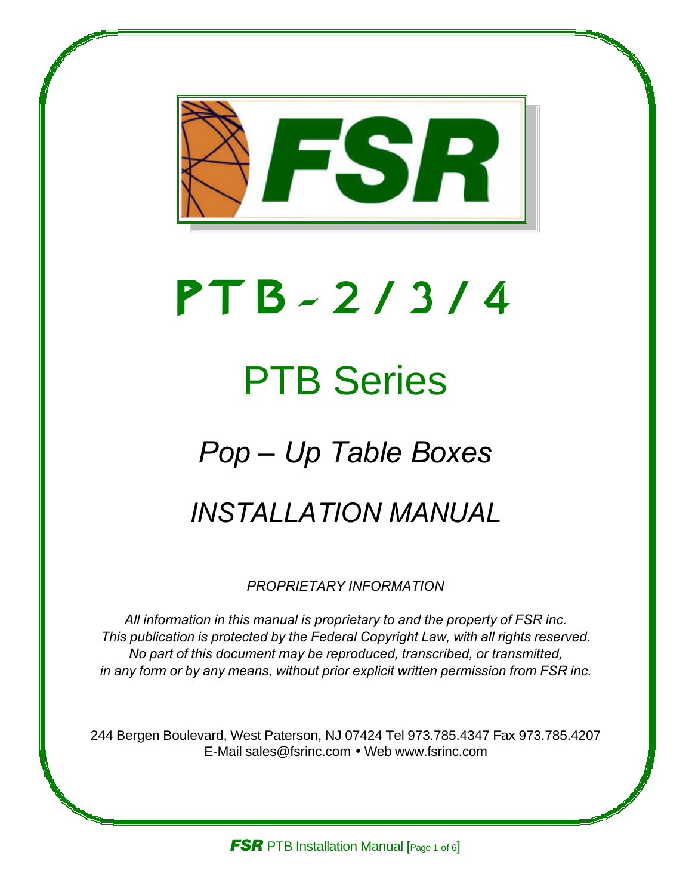# PTB - 2 / 3 / 4

## PTB Series

### *Pop – Up Table Boxes*

### *INSTALLATION MANUAL*

*PROPRIETARY INFORMATION*

*All information in this manual is proprietary to and the property of FSR inc.*
*This publication is protected by the Federal Copyright Law, with all rights reserved.*
*No part of this document may be reproduced, transcribed, or transmitted,*
*in any form or by any means, without prior explicit written permission from FSR inc.*

244 Bergen Boulevard, West Paterson, NJ 07424 Tel 973.785.4347 Fax 973.785.4207
E-Mail sales@fsrinc.com • Web www.fsrinc.com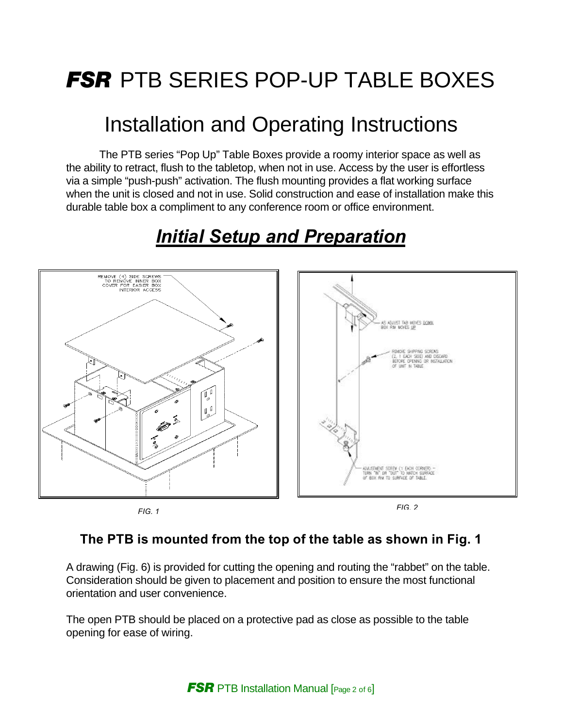# ***FSR*** PTB SERIES POP-UP TABLE BOXES

## Installation and Operating Instructions

The PTB series "Pop Up" Table Boxes provide a roomy interior space as well as the ability to retract, flush to the tabletop, when not in use. Access by the user is effortless via a simple "push-push" activation. The flush mounting provides a flat working surface when the unit is closed and not in use. Solid construction and ease of installation make this durable table box a compliment to any conference room or office environment.

## ***Initial Setup and Preparation***

REMOVE (4) SIDE SCREWS TO REMOVE INNER BOX COVER FOR EASIER BOX INTERIOR ACCESS

*FIG. 1*

AS ADJUST TAB MOVES DOWN, BOX RIM MOVES UP

REMOVE SHIPPING SCREWS (2, 1 EACH SIDE) AND DISCARD BEFORE OPENING OR INSTALLATION OF UNIT IN TABLE.

ADJUSTMENT SCREW (1 EACH CORNER) – TURN "IN" OR "OUT" TO MATCH SURFACE OF BOX RIM TO SURFACE OF TABLE.

*FIG. 2*

### The PTB is mounted from the top of the table as shown in Fig. 1

A drawing (Fig. 6) is provided for cutting the opening and routing the "rabbet" on the table. Consideration should be given to placement and position to ensure the most functional orientation and user convenience.

The open PTB should be placed on a protective pad as close as possible to the table opening for ease of wiring.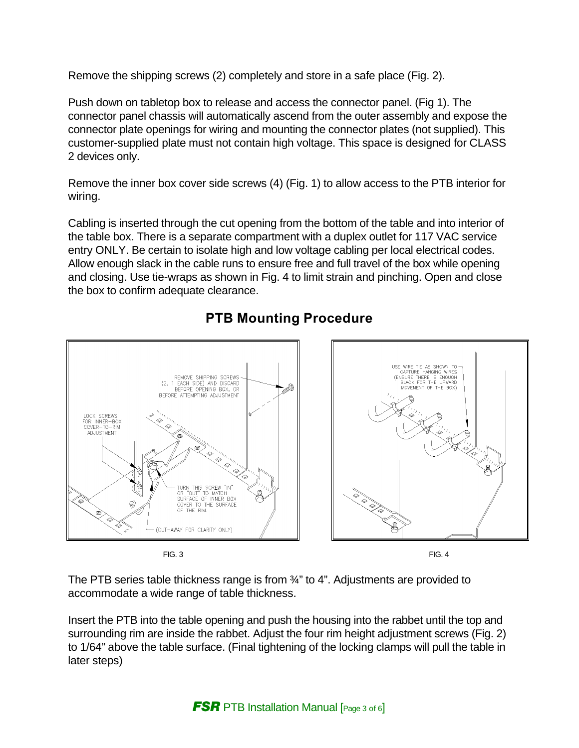Remove the shipping screws (2) completely and store in a safe place (Fig. 2).

Push down on tabletop box to release and access the connector panel. (Fig 1). The connector panel chassis will automatically ascend from the outer assembly and expose the connector plate openings for wiring and mounting the connector plates (not supplied). This customer-supplied plate must not contain high voltage. This space is designed for CLASS 2 devices only.

Remove the inner box cover side screws (4) (Fig. 1) to allow access to the PTB interior for wiring.

Cabling is inserted through the cut opening from the bottom of the table and into interior of the table box. There is a separate compartment with a duplex outlet for 117 VAC service entry ONLY. Be certain to isolate high and low voltage cabling per local electrical codes. Allow enough slack in the cable runs to ensure free and full travel of the box while opening and closing. Use tie-wraps as shown in Fig. 4 to limit strain and pinching. Open and close the box to confirm adequate clearance.

## PTB Mounting Procedure

REMOVE SHIPPING SCREWS (2, 1 EACH SIDE) AND DISCARD BEFORE OPENING BOX, OR BEFORE ATTEMPTING ADJUSTMENT

LOCK SCREWS FOR INNER-BOX COVER-TO-RIM ADJUSTMENT

TURN THIS SCREW "IN" OR "OUT" TO MATCH SURFACE OF INNER BOX COVER TO THE SURFACE OF THE RIM.

(CUT-AWAY FOR CLARITY ONLY)

FIG. 3

USE WIRE TIE AS SHOWN TO CAPTURE HANGING WIRES (ENSURE THERE IS ENOUGH SLACK FOR THE UPWARD MOVEMENT OF THE BOX)

FIG. 4

The PTB series table thickness range is from ¾" to 4". Adjustments are provided to accommodate a wide range of table thickness.

Insert the PTB into the table opening and push the housing into the rabbet until the top and surrounding rim are inside the rabbet. Adjust the four rim height adjustment screws (Fig. 2) to 1/64" above the table surface. (Final tightening of the locking clamps will pull the table in later steps)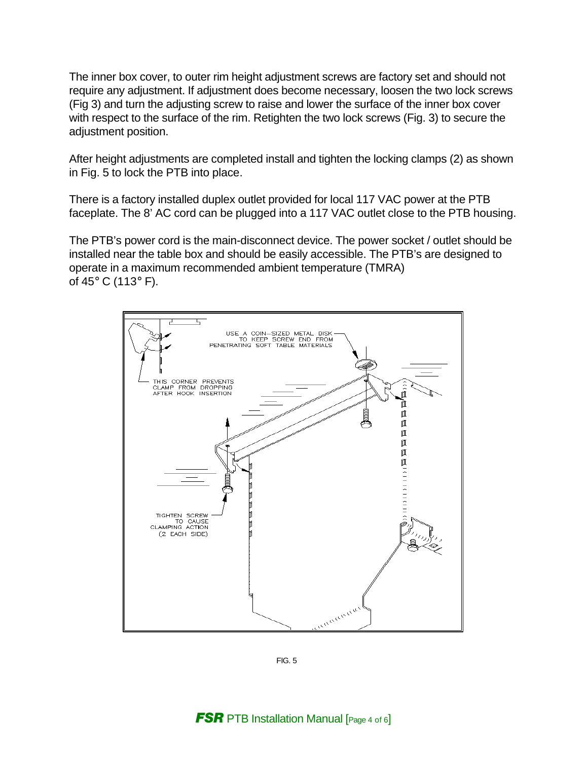The inner box cover, to outer rim height adjustment screws are factory set and should not require any adjustment. If adjustment does become necessary, loosen the two lock screws (Fig 3) and turn the adjusting screw to raise and lower the surface of the inner box cover with respect to the surface of the rim. Retighten the two lock screws (Fig. 3) to secure the adjustment position.

After height adjustments are completed install and tighten the locking clamps (2) as shown in Fig. 5 to lock the PTB into place.

There is a factory installed duplex outlet provided for local 117 VAC power at the PTB faceplate. The 8' AC cord can be plugged into a 117 VAC outlet close to the PTB housing.

The PTB's power cord is the main-disconnect device. The power socket / outlet should be installed near the table box and should be easily accessible. The PTB's are designed to operate in a maximum recommended ambient temperature (TMRA) of 45° C (113° F).

USE A COIN-SIZED METAL DISK TO KEEP SCREW END FROM PENETRATING SOFT TABLE MATERIALS

THIS CORNER PREVENTS CLAMP FROM DROPPING AFTER HOOK INSERTION

TIGHTEN SCREW TO CAUSE CLAMPING ACTION (2 EACH SIDE)

FIG. 5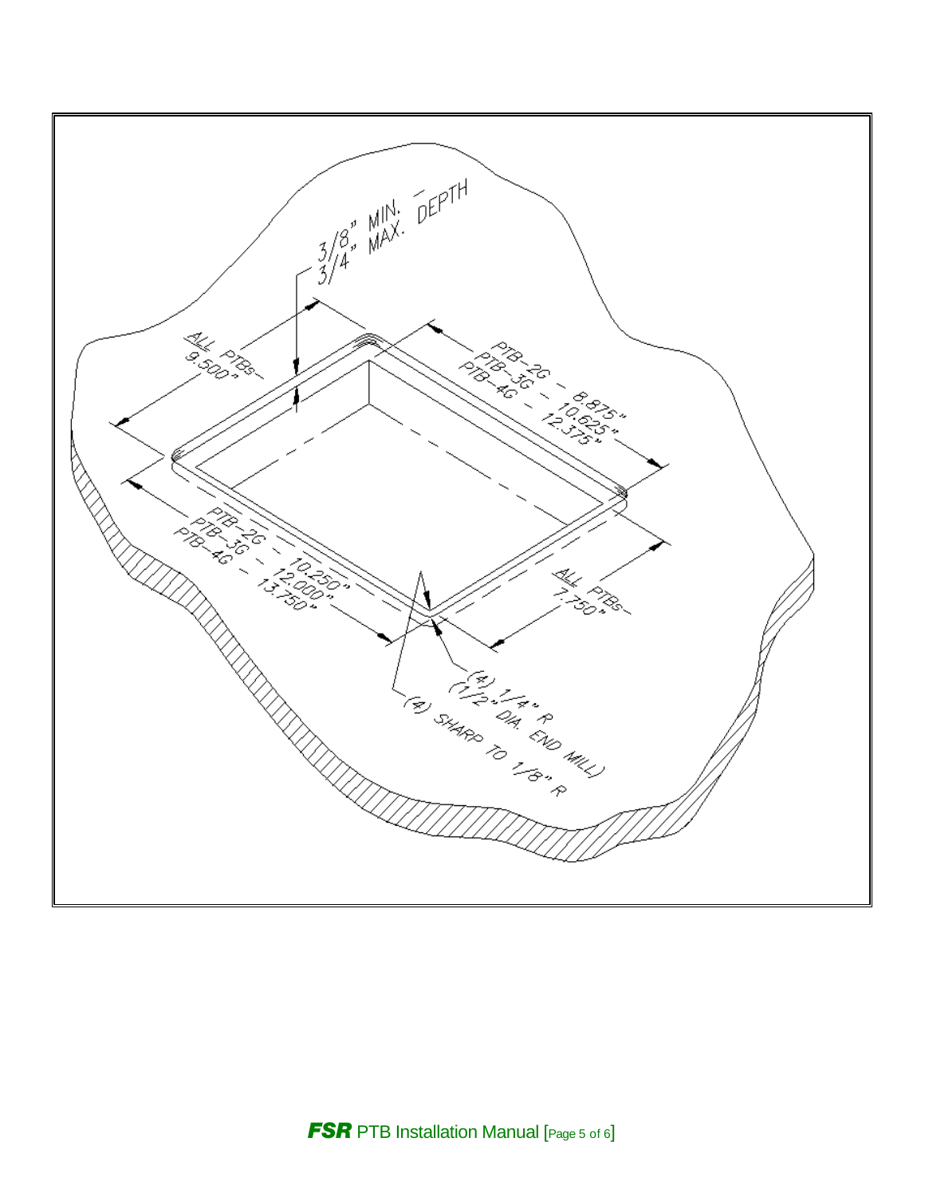3/8" MIN. – 3/4" MAX. DEPTH

ALL PTBs– 9.500"

PTB–2G – 8.875"
PTB–3G – 10.625"
PTB–4G – 12.375"

PTB–2G – 10.250"
PTB–3G – 12.000"
PTB–4G – 13.750"

ALL PTBs– 7.750"

(4) 1/4" R
(1/2" DIA. END MILL)

(4) SHARP TO 1/8" R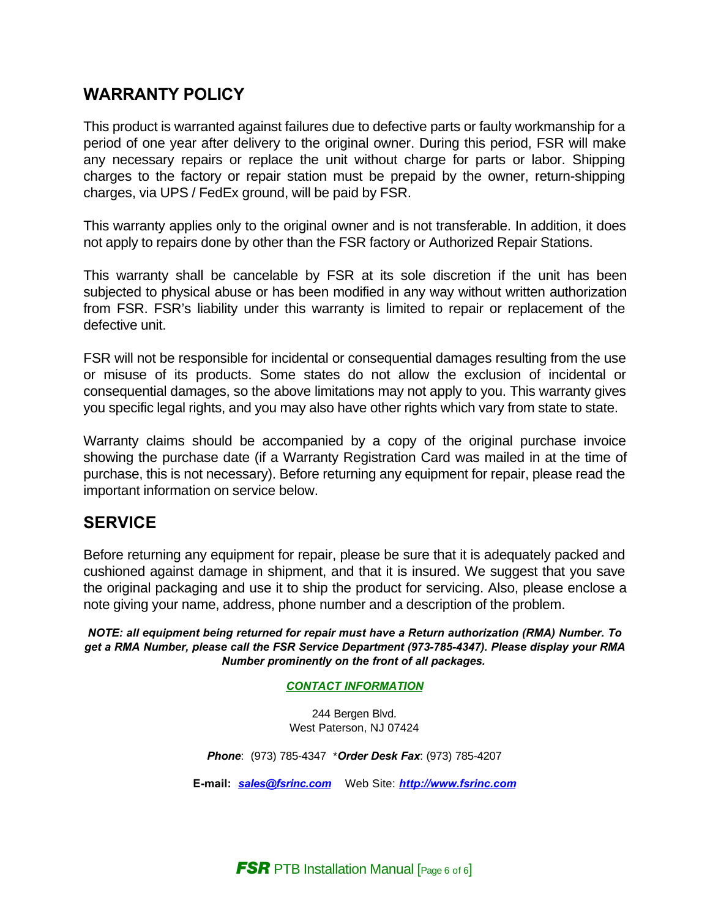## WARRANTY POLICY

This product is warranted against failures due to defective parts or faulty workmanship for a period of one year after delivery to the original owner. During this period, FSR will make any necessary repairs or replace the unit without charge for parts or labor. Shipping charges to the factory or repair station must be prepaid by the owner, return-shipping charges, via UPS / FedEx ground, will be paid by FSR.

This warranty applies only to the original owner and is not transferable. In addition, it does not apply to repairs done by other than the FSR factory or Authorized Repair Stations.

This warranty shall be cancelable by FSR at its sole discretion if the unit has been subjected to physical abuse or has been modified in any way without written authorization from FSR. FSR's liability under this warranty is limited to repair or replacement of the defective unit.

FSR will not be responsible for incidental or consequential damages resulting from the use or misuse of its products. Some states do not allow the exclusion of incidental or consequential damages, so the above limitations may not apply to you. This warranty gives you specific legal rights, and you may also have other rights which vary from state to state.

Warranty claims should be accompanied by a copy of the original purchase invoice showing the purchase date (if a Warranty Registration Card was mailed in at the time of purchase, this is not necessary). Before returning any equipment for repair, please read the important information on service below.

## SERVICE

Before returning any equipment for repair, please be sure that it is adequately packed and cushioned against damage in shipment, and that it is insured. We suggest that you save the original packaging and use it to ship the product for servicing. Also, please enclose a note giving your name, address, phone number and a description of the problem.

***NOTE: all equipment being returned for repair must have a Return authorization (RMA) Number. To get a RMA Number, please call the FSR Service Department (973-785-4347). Please display your RMA Number prominently on the front of all packages.***

***CONTACT INFORMATION***

244 Bergen Blvd.
West Paterson, NJ 07424

***Phone***: (973) 785-4347 \****Order Desk Fax***: (973) 785-4207

**E-mail:** ***sales@fsrinc.com*** Web Site: ***http://www.fsrinc.com***